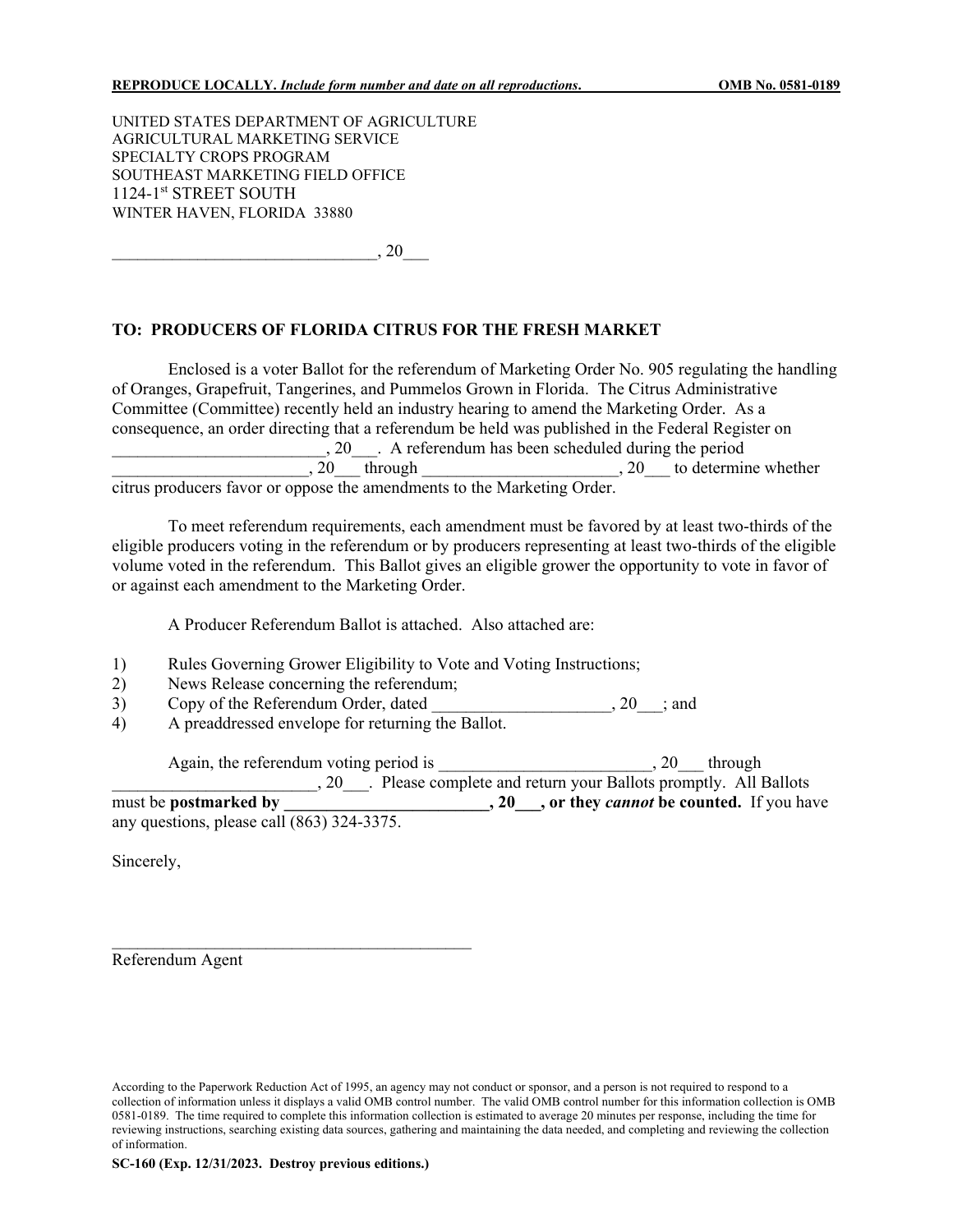**REPRODUCE LOCALLY.** ***Include form number and date on all reproductions.*** **OMB No. 0581-0189**

UNITED STATES DEPARTMENT OF AGRICULTURE
AGRICULTURAL MARKETING SERVICE
SPECIALTY CROPS PROGRAM
SOUTHEAST MARKETING FIELD OFFICE
1124-1st STREET SOUTH
WINTER HAVEN, FLORIDA 33880

_______________________________, 20___

**TO: PRODUCERS OF FLORIDA CITRUS FOR THE FRESH MARKET**

Enclosed is a voter Ballot for the referendum of Marketing Order No. 905 regulating the handling of Oranges, Grapefruit, Tangerines, and Pummelos Grown in Florida. The Citrus Administrative Committee (Committee) recently held an industry hearing to amend the Marketing Order. As a consequence, an order directing that a referendum be held was published in the Federal Register on _________________________, 20___. A referendum has been scheduled during the period _______________________, 20___ through _______________________, 20___ to determine whether citrus producers favor or oppose the amendments to the Marketing Order.

To meet referendum requirements, each amendment must be favored by at least two-thirds of the eligible producers voting in the referendum or by producers representing at least two-thirds of the eligible volume voted in the referendum. This Ballot gives an eligible grower the opportunity to vote in favor of or against each amendment to the Marketing Order.

A Producer Referendum Ballot is attached. Also attached are:

1) Rules Governing Grower Eligibility to Vote and Voting Instructions;
2) News Release concerning the referendum;
3) Copy of the Referendum Order, dated _____________________, 20___; and
4) A preaddressed envelope for returning the Ballot.

Again, the referendum voting period is _________________________, 20___ through ________________________, 20___. Please complete and return your Ballots promptly. All Ballots must be **postmarked by ________________________, 20___, or they *cannot* be counted.** If you have any questions, please call (863) 324-3375.

Sincerely,

___________________________________________
Referendum Agent

According to the Paperwork Reduction Act of 1995, an agency may not conduct or sponsor, and a person is not required to respond to a collection of information unless it displays a valid OMB control number. The valid OMB control number for this information collection is OMB 0581-0189. The time required to complete this information collection is estimated to average 20 minutes per response, including the time for reviewing instructions, searching existing data sources, gathering and maintaining the data needed, and completing and reviewing the collection of information.

**SC-160 (Exp. 12/31/2023. Destroy previous editions.)**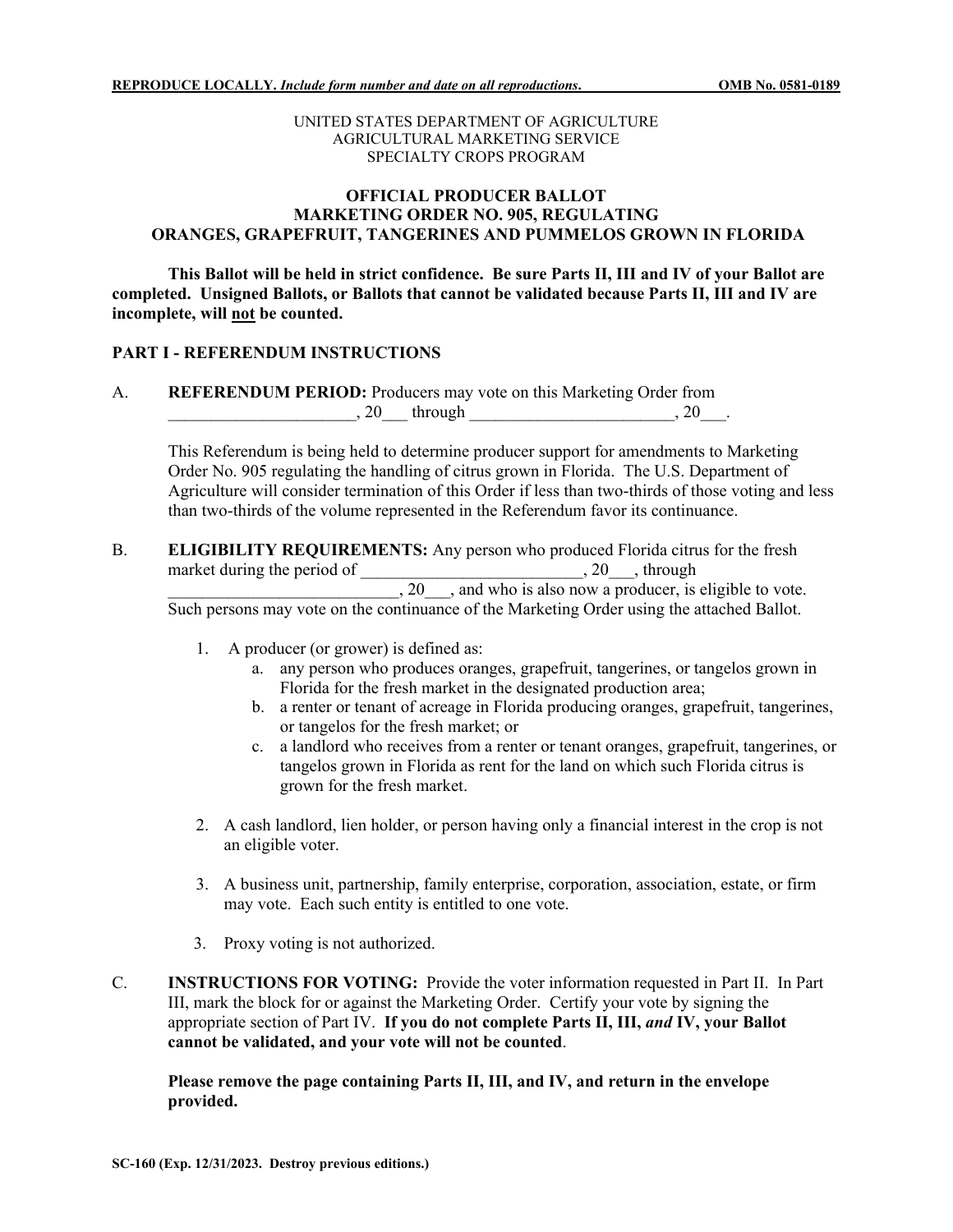**REPRODUCE LOCALLY.** *Include form number and date on all reproductions.* **OMB No. 0581-0189**

UNITED STATES DEPARTMENT OF AGRICULTURE
AGRICULTURAL MARKETING SERVICE
SPECIALTY CROPS PROGRAM

## OFFICIAL PRODUCER BALLOT
## MARKETING ORDER NO. 905, REGULATING
## ORANGES, GRAPEFRUIT, TANGERINES AND PUMMELOS GROWN IN FLORIDA

**This Ballot will be held in strict confidence. Be sure Parts II, III and IV of your Ballot are completed. Unsigned Ballots, or Ballots that cannot be validated because Parts II, III and IV are incomplete, will not be counted.**

### PART I - REFERENDUM INSTRUCTIONS

A. **REFERENDUM PERIOD:** Producers may vote on this Marketing Order from ______________________, 20___ through ________________________, 20___.

This Referendum is being held to determine producer support for amendments to Marketing Order No. 905 regulating the handling of citrus grown in Florida. The U.S. Department of Agriculture will consider termination of this Order if less than two-thirds of those voting and less than two-thirds of the volume represented in the Referendum favor its continuance.

B. **ELIGIBILITY REQUIREMENTS:** Any person who produced Florida citrus for the fresh market during the period of __________________________, 20___, through ___________________________, 20___, and who is also now a producer, is eligible to vote. Such persons may vote on the continuance of the Marketing Order using the attached Ballot.

1. A producer (or grower) is defined as:
   a. any person who produces oranges, grapefruit, tangerines, or tangelos grown in Florida for the fresh market in the designated production area;
   b. a renter or tenant of acreage in Florida producing oranges, grapefruit, tangerines, or tangelos for the fresh market; or
   c. a landlord who receives from a renter or tenant oranges, grapefruit, tangerines, or tangelos grown in Florida as rent for the land on which such Florida citrus is grown for the fresh market.

2. A cash landlord, lien holder, or person having only a financial interest in the crop is not an eligible voter.

3. A business unit, partnership, family enterprise, corporation, association, estate, or firm may vote. Each such entity is entitled to one vote.

3. Proxy voting is not authorized.

C. **INSTRUCTIONS FOR VOTING:** Provide the voter information requested in Part II. In Part III, mark the block for or against the Marketing Order. Certify your vote by signing the appropriate section of Part IV. **If you do not complete Parts II, III, *and* IV, your Ballot cannot be validated, and your vote will not be counted**.

**Please remove the page containing Parts II, III, and IV, and return in the envelope provided.**

**SC-160 (Exp. 12/31/2023. Destroy previous editions.)**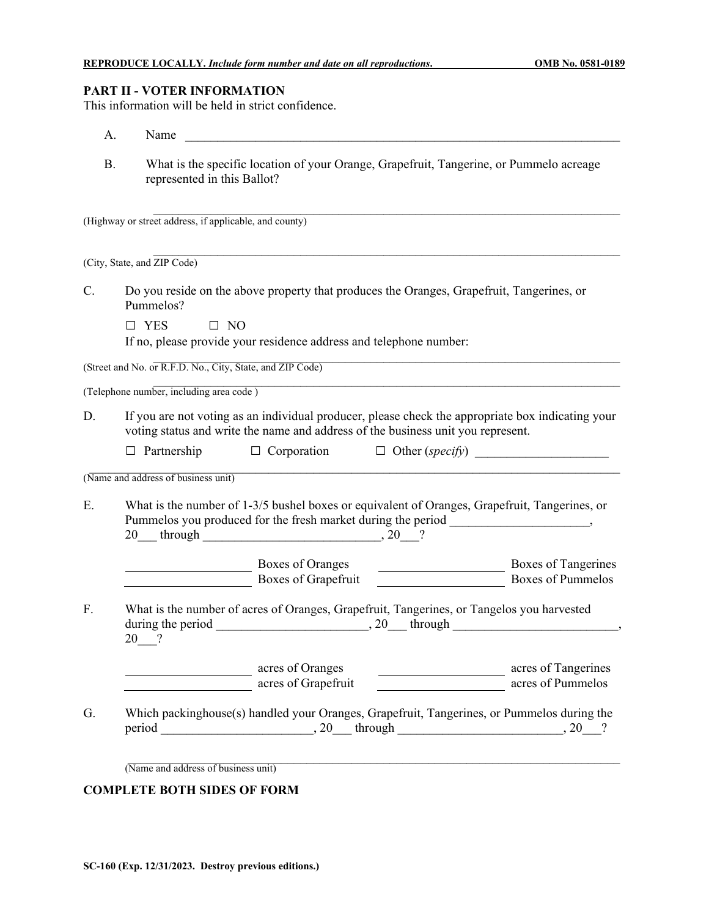REPRODUCE LOCALLY. *Include form number and date on all reproductions.* OMB No. 0581-0189

## PART II - VOTER INFORMATION

This information will be held in strict confidence.

A. Name ________________________________________________________________

B. What is the specific location of your Orange, Grapefruit, Tangerine, or Pummelo acreage represented in this Ballot?

________________________________________________________________
(Highway or street address, if applicable, and county)

________________________________________________________________
(City, State, and ZIP Code)

C. Do you reside on the above property that produces the Oranges, Grapefruit, Tangerines, or Pummelos?

☐ YES ☐ NO

If no, please provide your residence address and telephone number:

________________________________________________________________
(Street and No. or R.F.D. No., City, State, and ZIP Code)

________________________________________________________________
(Telephone number, including area code )

D. If you are not voting as an individual producer, please check the appropriate box indicating your voting status and write the name and address of the business unit you represent.

☐ Partnership ☐ Corporation ☐ Other (*specify*) ____________________

________________________________________________________________
(Name and address of business unit)

E. What is the number of 1-3/5 bushel boxes or equivalent of Oranges, Grapefruit, Tangerines, or Pummelos you produced for the fresh market during the period _____________________, 20___ through ___________________________, 20___?

____________________ Boxes of Oranges ____________________ Boxes of Tangerines
____________________ Boxes of Grapefruit ____________________ Boxes of Pummelos

F. What is the number of acres of Oranges, Grapefruit, Tangerines, or Tangelos you harvested during the period _______________________, 20___ through _________________________, 20___?

____________________ acres of Oranges ____________________ acres of Tangerines
____________________ acres of Grapefruit ____________________ acres of Pummelos

G. Which packinghouse(s) handled your Oranges, Grapefruit, Tangerines, or Pummelos during the period _______________________, 20___ through _________________________, 20___?

________________________________________________________________
(Name and address of business unit)

**COMPLETE BOTH SIDES OF FORM**

**SC-160 (Exp. 12/31/2023. Destroy previous editions.)**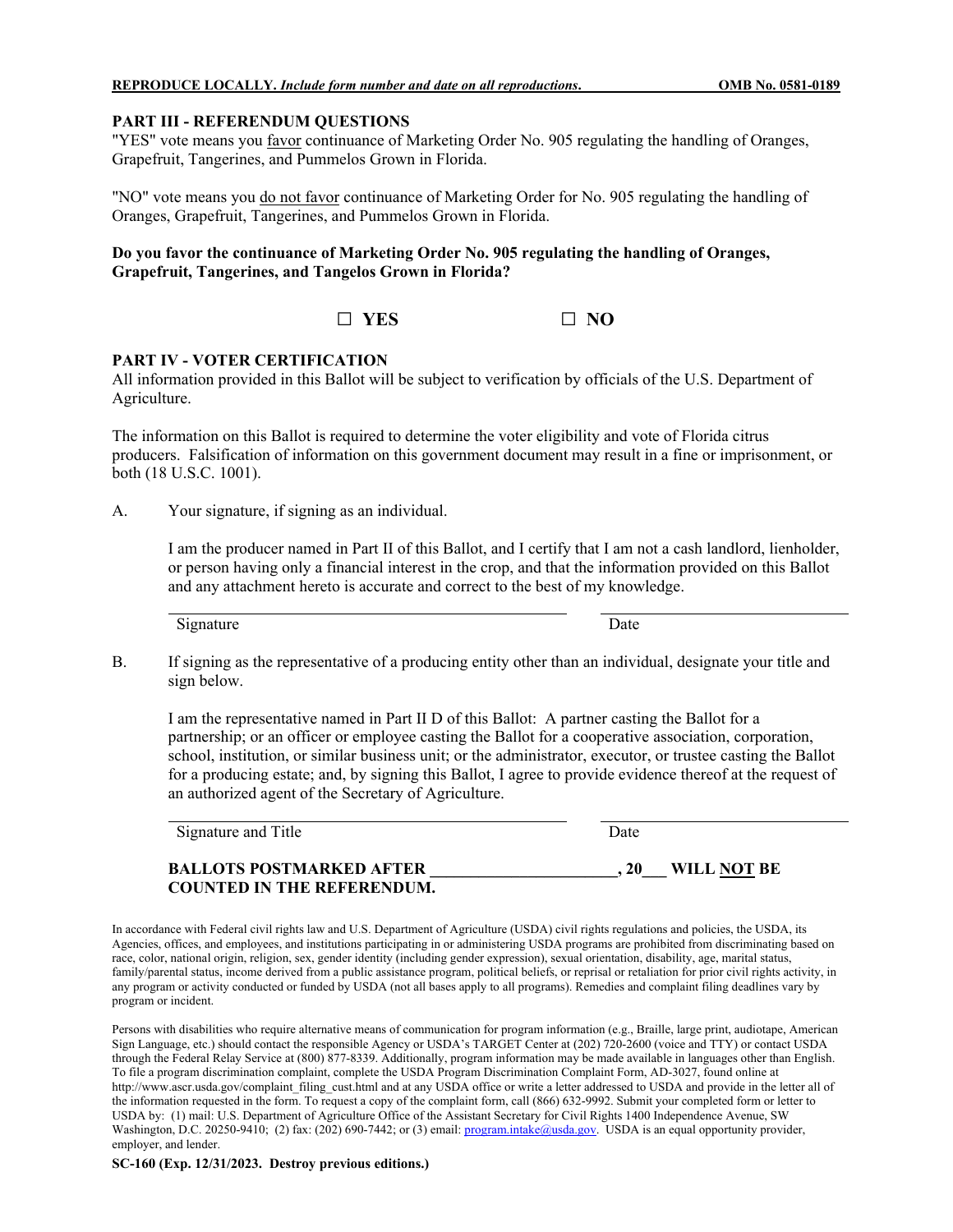**REPRODUCE LOCALLY.** ***Include form number and date on all reproductions.*** **OMB No. 0581-0189**

## PART III - REFERENDUM QUESTIONS

"YES" vote means you favor continuance of Marketing Order No. 905 regulating the handling of Oranges, Grapefruit, Tangerines, and Pummelos Grown in Florida.

"NO" vote means you do not favor continuance of Marketing Order for No. 905 regulating the handling of Oranges, Grapefruit, Tangerines, and Pummelos Grown in Florida.

**Do you favor the continuance of Marketing Order No. 905 regulating the handling of Oranges, Grapefruit, Tangerines, and Tangelos Grown in Florida?**

**☐ YES** **☐ NO**

## PART IV - VOTER CERTIFICATION

All information provided in this Ballot will be subject to verification by officials of the U.S. Department of Agriculture.

The information on this Ballot is required to determine the voter eligibility and vote of Florida citrus producers. Falsification of information on this government document may result in a fine or imprisonment, or both (18 U.S.C. 1001).

A. Your signature, if signing as an individual.

I am the producer named in Part II of this Ballot, and I certify that I am not a cash landlord, lienholder, or person having only a financial interest in the crop, and that the information provided on this Ballot and any attachment hereto is accurate and correct to the best of my knowledge.

\_\_\_\_\_\_\_\_\_\_\_\_\_\_\_\_\_\_\_\_\_\_\_\_\_\_\_\_\_\_\_\_\_\_\_\_\_\_\_\_ \_\_\_\_\_\_\_\_\_\_\_\_\_\_\_\_\_\_\_\_\_\_\_\_
Signature Date

B. If signing as the representative of a producing entity other than an individual, designate your title and sign below.

I am the representative named in Part II D of this Ballot: A partner casting the Ballot for a partnership; or an officer or employee casting the Ballot for a cooperative association, corporation, school, institution, or similar business unit; or the administrator, executor, or trustee casting the Ballot for a producing estate; and, by signing this Ballot, I agree to provide evidence thereof at the request of an authorized agent of the Secretary of Agriculture.

\_\_\_\_\_\_\_\_\_\_\_\_\_\_\_\_\_\_\_\_\_\_\_\_\_\_\_\_\_\_\_\_\_\_\_\_\_\_\_\_ \_\_\_\_\_\_\_\_\_\_\_\_\_\_\_\_\_\_\_\_\_\_\_\_
Signature and Title Date

**BALLOTS POSTMARKED AFTER \_\_\_\_\_\_\_\_\_\_\_\_\_\_\_\_\_\_\_\_\_\_, 20\_\_\_ WILL NOT BE COUNTED IN THE REFERENDUM.**

In accordance with Federal civil rights law and U.S. Department of Agriculture (USDA) civil rights regulations and policies, the USDA, its Agencies, offices, and employees, and institutions participating in or administering USDA programs are prohibited from discriminating based on race, color, national origin, religion, sex, gender identity (including gender expression), sexual orientation, disability, age, marital status, family/parental status, income derived from a public assistance program, political beliefs, or reprisal or retaliation for prior civil rights activity, in any program or activity conducted or funded by USDA (not all bases apply to all programs). Remedies and complaint filing deadlines vary by program or incident.

Persons with disabilities who require alternative means of communication for program information (e.g., Braille, large print, audiotape, American Sign Language, etc.) should contact the responsible Agency or USDA's TARGET Center at (202) 720-2600 (voice and TTY) or contact USDA through the Federal Relay Service at (800) 877-8339. Additionally, program information may be made available in languages other than English. To file a program discrimination complaint, complete the USDA Program Discrimination Complaint Form, AD-3027, found online at http://www.ascr.usda.gov/complaint_filing_cust.html and at any USDA office or write a letter addressed to USDA and provide in the letter all of the information requested in the form. To request a copy of the complaint form, call (866) 632-9992. Submit your completed form or letter to USDA by: (1) mail: U.S. Department of Agriculture Office of the Assistant Secretary for Civil Rights 1400 Independence Avenue, SW Washington, D.C. 20250-9410; (2) fax: (202) 690-7442; or (3) email: program.intake@usda.gov. USDA is an equal opportunity provider, employer, and lender.

**SC-160 (Exp. 12/31/2023. Destroy previous editions.)**